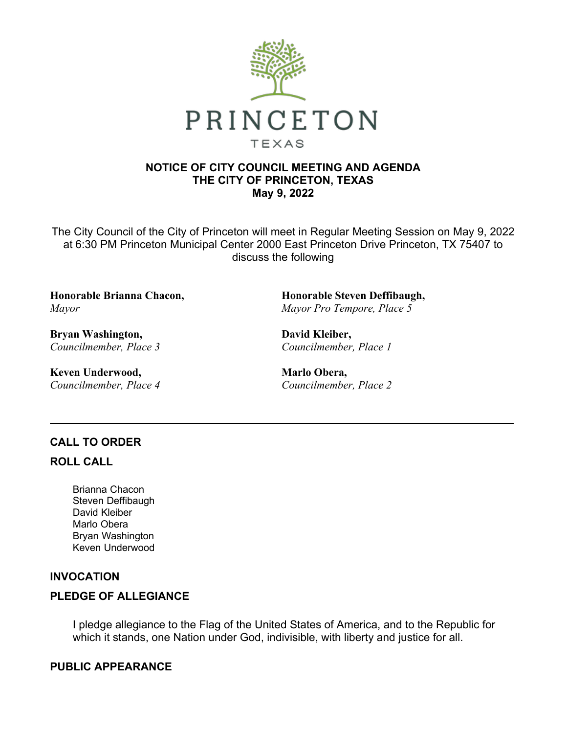PRINCETON

TEXAS

**NOTICE OF CITY COUNCIL MEETING AND AGENDA**
**THE CITY OF PRINCETON, TEXAS**
**May 9, 2022**

The City Council of the City of Princeton will meet in Regular Meeting Session on May 9, 2022 at 6:30 PM Princeton Municipal Center 2000 East Princeton Drive Princeton, TX 75407 to discuss the following

**Honorable Brianna Chacon,**
*Mayor*

**Honorable Steven Deffibaugh,**
*Mayor Pro Tempore, Place 5*

**Bryan Washington,**
*Councilmember, Place 3*

**David Kleiber,**
*Councilmember, Place 1*

**Keven Underwood,**
*Councilmember, Place 4*

**Marlo Obera,**
*Councilmember, Place 2*

---

## CALL TO ORDER

## ROLL CALL

Brianna Chacon
Steven Deffibaugh
David Kleiber
Marlo Obera
Bryan Washington
Keven Underwood

## INVOCATION

## PLEDGE OF ALLEGIANCE

I pledge allegiance to the Flag of the United States of America, and to the Republic for which it stands, one Nation under God, indivisible, with liberty and justice for all.

## PUBLIC APPEARANCE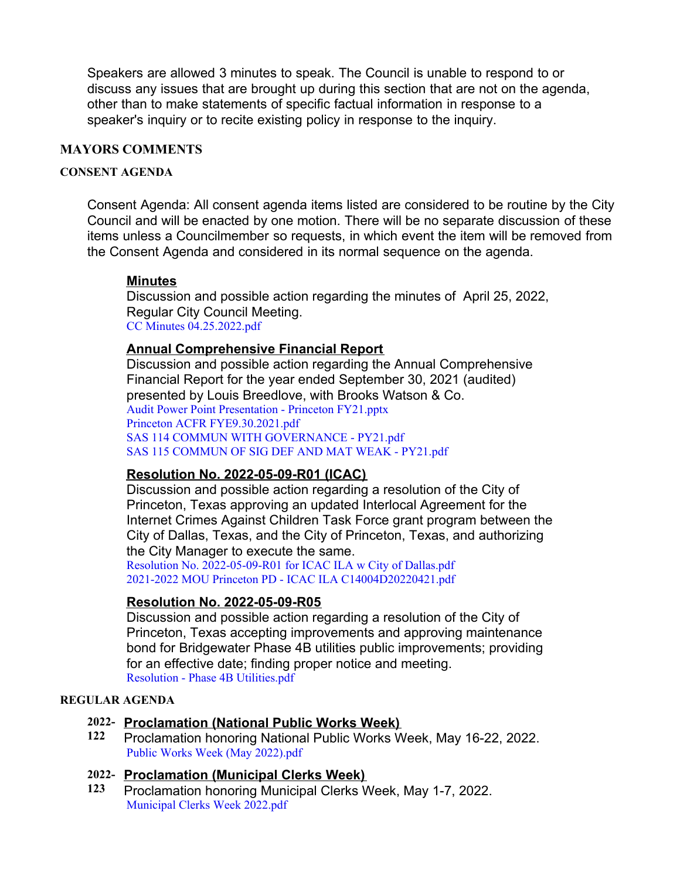Speakers are allowed 3 minutes to speak. The Council is unable to respond to or discuss any issues that are brought up during this section that are not on the agenda, other than to make statements of specific factual information in response to a speaker's inquiry or to recite existing policy in response to the inquiry.

## MAYORS COMMENTS

## CONSENT AGENDA

Consent Agenda: All consent agenda items listed are considered to be routine by the City Council and will be enacted by one motion. There will be no separate discussion of these items unless a Councilmember so requests, in which event the item will be removed from the Consent Agenda and considered in its normal sequence on the agenda.

**Minutes**
Discussion and possible action regarding the minutes of April 25, 2022, Regular City Council Meeting.
CC Minutes 04.25.2022.pdf

**Annual Comprehensive Financial Report**
Discussion and possible action regarding the Annual Comprehensive Financial Report for the year ended September 30, 2021 (audited) presented by Louis Breedlove, with Brooks Watson & Co.
Audit Power Point Presentation - Princeton FY21.pptx
Princeton ACFR FYE9.30.2021.pdf
SAS 114 COMMUN WITH GOVERNANCE - PY21.pdf
SAS 115 COMMUN OF SIG DEF AND MAT WEAK - PY21.pdf

**Resolution No. 2022-05-09-R01 (ICAC)**
Discussion and possible action regarding a resolution of the City of Princeton, Texas approving an updated Interlocal Agreement for the Internet Crimes Against Children Task Force grant program between the City of Dallas, Texas, and the City of Princeton, Texas, and authorizing the City Manager to execute the same.
Resolution No. 2022-05-09-R01 for ICAC ILA w City of Dallas.pdf
2021-2022 MOU Princeton PD - ICAC ILA C14004D20220421.pdf

**Resolution No. 2022-05-09-R05**
Discussion and possible action regarding a resolution of the City of Princeton, Texas accepting improvements and approving maintenance bond for Bridgewater Phase 4B utilities public improvements; providing for an effective date; finding proper notice and meeting.
Resolution - Phase 4B Utilities.pdf

## REGULAR AGENDA

**2022-122** **Proclamation (National Public Works Week)**
Proclamation honoring National Public Works Week, May 16-22, 2022.
Public Works Week (May 2022).pdf

**2022-123** **Proclamation (Municipal Clerks Week)**
Proclamation honoring Municipal Clerks Week, May 1-7, 2022.
Municipal Clerks Week 2022.pdf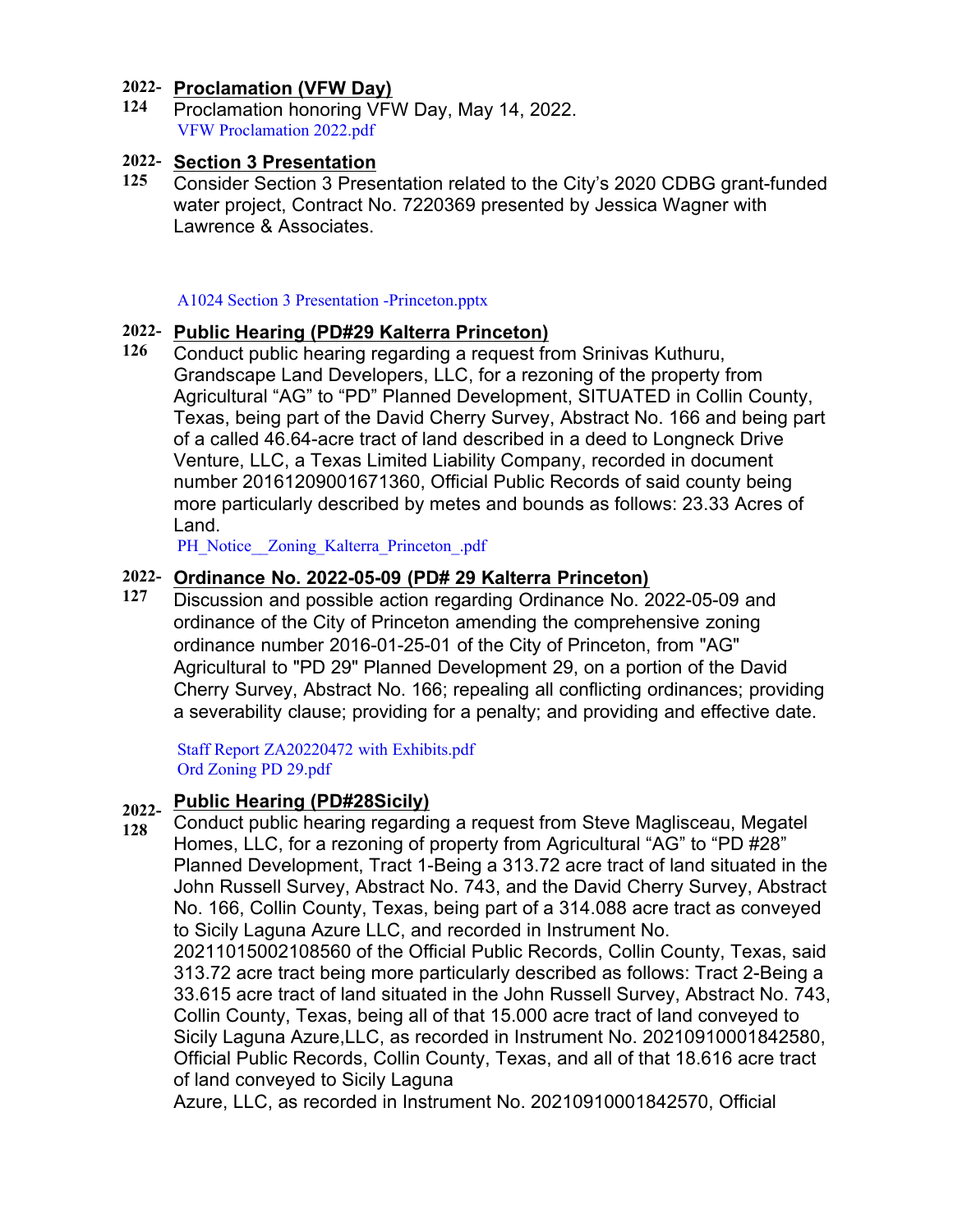**2022-124** **Proclamation (VFW Day)**

Proclamation honoring VFW Day, May 14, 2022.

VFW Proclamation 2022.pdf

**2022-125** **Section 3 Presentation**

Consider Section 3 Presentation related to the City's 2020 CDBG grant-funded water project, Contract No. 7220369 presented by Jessica Wagner with Lawrence & Associates.

A1024 Section 3 Presentation -Princeton.pptx

**2022-126** **Public Hearing (PD#29 Kalterra Princeton)**

Conduct public hearing regarding a request from Srinivas Kuthuru, Grandscape Land Developers, LLC, for a rezoning of the property from Agricultural "AG" to "PD" Planned Development, SITUATED in Collin County, Texas, being part of the David Cherry Survey, Abstract No. 166 and being part of a called 46.64-acre tract of land described in a deed to Longneck Drive Venture, LLC, a Texas Limited Liability Company, recorded in document number 20161209001671360, Official Public Records of said county being more particularly described by metes and bounds as follows: 23.33 Acres of Land.

PH_Notice__Zoning_Kalterra_Princeton_.pdf

**2022-127** **Ordinance No. 2022-05-09 (PD# 29 Kalterra Princeton)**

Discussion and possible action regarding Ordinance No. 2022-05-09 and ordinance of the City of Princeton amending the comprehensive zoning ordinance number 2016-01-25-01 of the City of Princeton, from "AG" Agricultural to "PD 29" Planned Development 29, on a portion of the David Cherry Survey, Abstract No. 166; repealing all conflicting ordinances; providing a severability clause; providing for a penalty; and providing and effective date.

Staff Report ZA20220472 with Exhibits.pdf
Ord Zoning PD 29.pdf

**2022-128** **Public Hearing (PD#28Sicily)**

Conduct public hearing regarding a request from Steve Maglisceau, Megatel Homes, LLC, for a rezoning of property from Agricultural "AG" to "PD #28" Planned Development, Tract 1-Being a 313.72 acre tract of land situated in the John Russell Survey, Abstract No. 743, and the David Cherry Survey, Abstract No. 166, Collin County, Texas, being part of a 314.088 acre tract as conveyed to Sicily Laguna Azure LLC, and recorded in Instrument No. 20211015002108560 of the Official Public Records, Collin County, Texas, said 313.72 acre tract being more particularly described as follows: Tract 2-Being a 33.615 acre tract of land situated in the John Russell Survey, Abstract No. 743, Collin County, Texas, being all of that 15.000 acre tract of land conveyed to Sicily Laguna Azure,LLC, as recorded in Instrument No. 20210910001842580, Official Public Records, Collin County, Texas, and all of that 18.616 acre tract of land conveyed to Sicily Laguna
Azure, LLC, as recorded in Instrument No. 20210910001842570, Official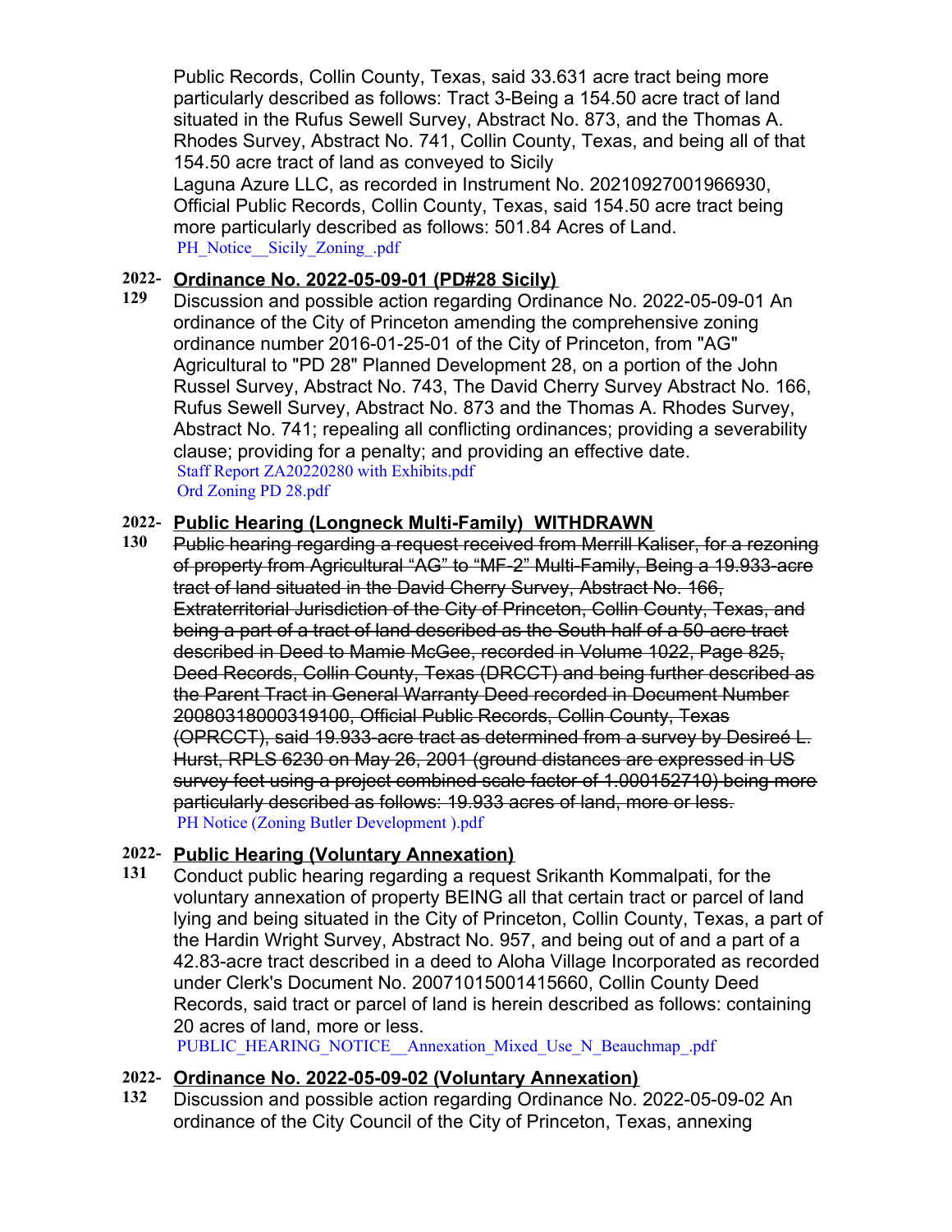Public Records, Collin County, Texas, said 33.631 acre tract being more particularly described as follows: Tract 3-Being a 154.50 acre tract of land situated in the Rufus Sewell Survey, Abstract No. 873, and the Thomas A. Rhodes Survey, Abstract No. 741, Collin County, Texas, and being all of that 154.50 acre tract of land as conveyed to Sicily Laguna Azure LLC, as recorded in Instrument No. 20210927001966930, Official Public Records, Collin County, Texas, said 154.50 acre tract being more particularly described as follows: 501.84 Acres of Land.

PH_Notice__Sicily_Zoning_.pdf

**2022-129** **Ordinance No. 2022-05-09-01 (PD#28 Sicily)**

Discussion and possible action regarding Ordinance No. 2022-05-09-01 An ordinance of the City of Princeton amending the comprehensive zoning ordinance number 2016-01-25-01 of the City of Princeton, from "AG" Agricultural to "PD 28" Planned Development 28, on a portion of the John Russel Survey, Abstract No. 743, The David Cherry Survey Abstract No. 166, Rufus Sewell Survey, Abstract No. 873 and the Thomas A. Rhodes Survey, Abstract No. 741; repealing all conflicting ordinances; providing a severability clause; providing for a penalty; and providing an effective date.

Staff Report ZA20220280 with Exhibits.pdf

Ord Zoning PD 28.pdf

**2022-130** **Public Hearing (Longneck Multi-Family) WITHDRAWN**

~~Public hearing regarding a request received from Merrill Kaliser, for a rezoning of property from Agricultural "AG" to "MF-2" Multi-Family, Being a 19.933-acre tract of land situated in the David Cherry Survey, Abstract No. 166, Extraterritorial Jurisdiction of the City of Princeton, Collin County, Texas, and being a part of a tract of land described as the South half of a 50-acre tract described in Deed to Mamie McGee, recorded in Volume 1022, Page 825, Deed Records, Collin County, Texas (DRCCT) and being further described as the Parent Tract in General Warranty Deed recorded in Document Number 20080318000319100, Official Public Records, Collin County, Texas (OPRCCT), said 19.933-acre tract as determined from a survey by Desireé L. Hurst, RPLS 6230 on May 26, 2001 (ground distances are expressed in US survey feet using a project combined scale factor of 1.000152710) being more particularly described as follows: 19.933 acres of land, more or less.~~

PH Notice (Zoning Butler Development ).pdf

**2022-131** **Public Hearing (Voluntary Annexation)**

Conduct public hearing regarding a request Srikanth Kommalpati, for the voluntary annexation of property BEING all that certain tract or parcel of land lying and being situated in the City of Princeton, Collin County, Texas, a part of the Hardin Wright Survey, Abstract No. 957, and being out of and a part of a 42.83-acre tract described in a deed to Aloha Village Incorporated as recorded under Clerk's Document No. 20071015001415660, Collin County Deed Records, said tract or parcel of land is herein described as follows: containing 20 acres of land, more or less.

PUBLIC_HEARING_NOTICE__Annexation_Mixed_Use_N_Beauchmap_.pdf

**2022-132** **Ordinance No. 2022-05-09-02 (Voluntary Annexation)**

Discussion and possible action regarding Ordinance No. 2022-05-09-02 An ordinance of the City Council of the City of Princeton, Texas, annexing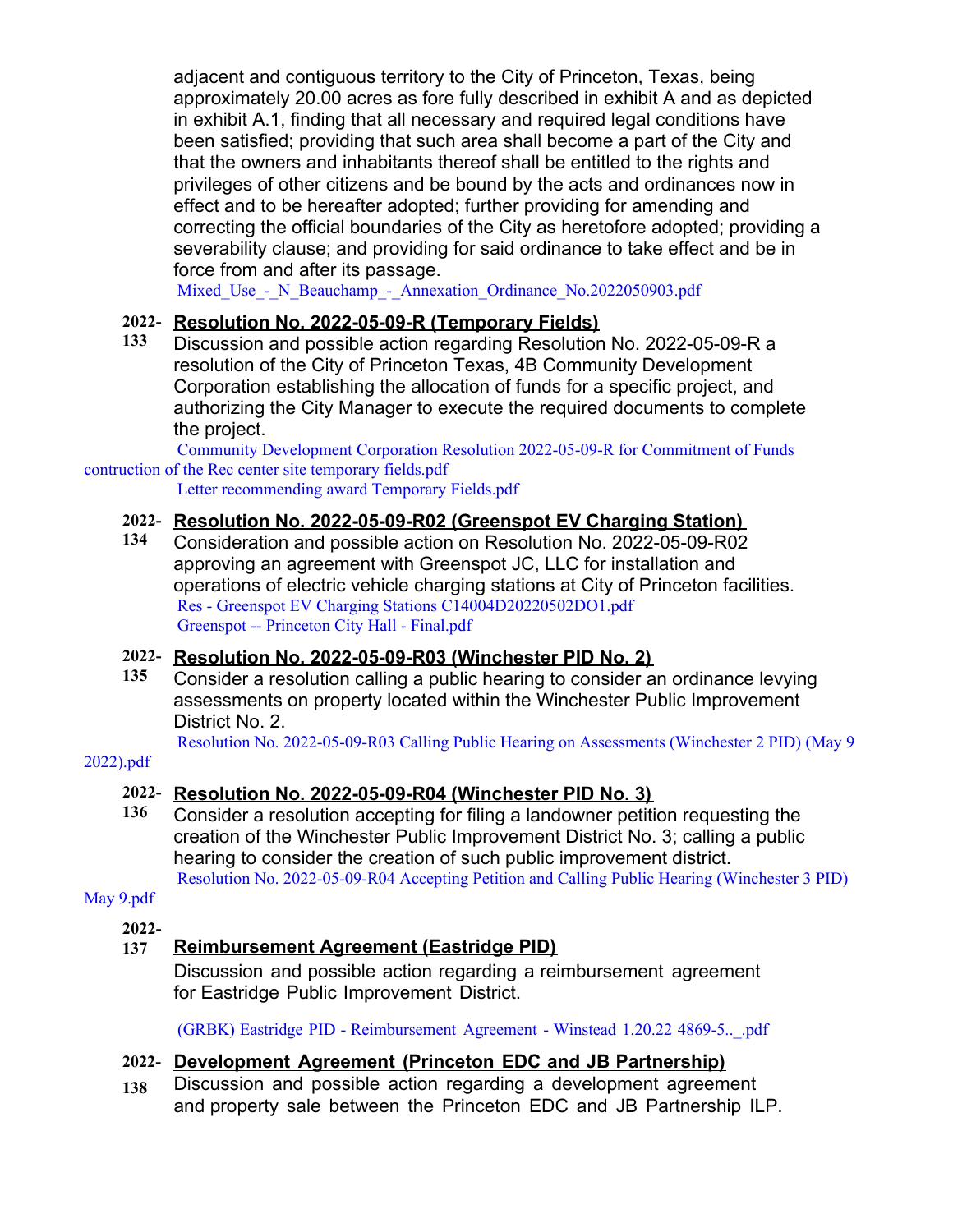adjacent and contiguous territory to the City of Princeton, Texas, being approximately 20.00 acres as fore fully described in exhibit A and as depicted in exhibit A.1, finding that all necessary and required legal conditions have been satisfied; providing that such area shall become a part of the City and that the owners and inhabitants thereof shall be entitled to the rights and privileges of other citizens and be bound by the acts and ordinances now in effect and to be hereafter adopted; further providing for amending and correcting the official boundaries of the City as heretofore adopted; providing a severability clause; and providing for said ordinance to take effect and be in force from and after its passage.

Mixed_Use_-_N_Beauchamp_-_Annexation_Ordinance_No.2022050903.pdf

**2022-133** **Resolution No. 2022-05-09-R (Temporary Fields)**

Discussion and possible action regarding Resolution No. 2022-05-09-R a resolution of the City of Princeton Texas, 4B Community Development Corporation establishing the allocation of funds for a specific project, and authorizing the City Manager to execute the required documents to complete the project.

Community Development Corporation Resolution 2022-05-09-R for Commitment of Funds contruction of the Rec center site temporary fields.pdf

Letter recommending award Temporary Fields.pdf

**2022-134** **Resolution No. 2022-05-09-R02 (Greenspot EV Charging Station)**

Consideration and possible action on Resolution No. 2022-05-09-R02 approving an agreement with Greenspot JC, LLC for installation and operations of electric vehicle charging stations at City of Princeton facilities.

Res - Greenspot EV Charging Stations C14004D20220502DO1.pdf

Greenspot -- Princeton City Hall - Final.pdf

**2022-135** **Resolution No. 2022-05-09-R03 (Winchester PID No. 2)**

Consider a resolution calling a public hearing to consider an ordinance levying assessments on property located within the Winchester Public Improvement District No. 2.

Resolution No. 2022-05-09-R03 Calling Public Hearing on Assessments (Winchester 2 PID) (May 9 2022).pdf

**2022-136** **Resolution No. 2022-05-09-R04 (Winchester PID No. 3)**

Consider a resolution accepting for filing a landowner petition requesting the creation of the Winchester Public Improvement District No. 3; calling a public hearing to consider the creation of such public improvement district.

Resolution No. 2022-05-09-R04 Accepting Petition and Calling Public Hearing (Winchester 3 PID) May 9.pdf

**2022-137** **Reimbursement Agreement (Eastridge PID)**

Discussion and possible action regarding a reimbursement agreement for Eastridge Public Improvement District.

(GRBK) Eastridge PID - Reimbursement Agreement - Winstead 1.20.22 4869-5.._.pdf

**2022-138** **Development Agreement (Princeton EDC and JB Partnership)**

Discussion and possible action regarding a development agreement and property sale between the Princeton EDC and JB Partnership ILP.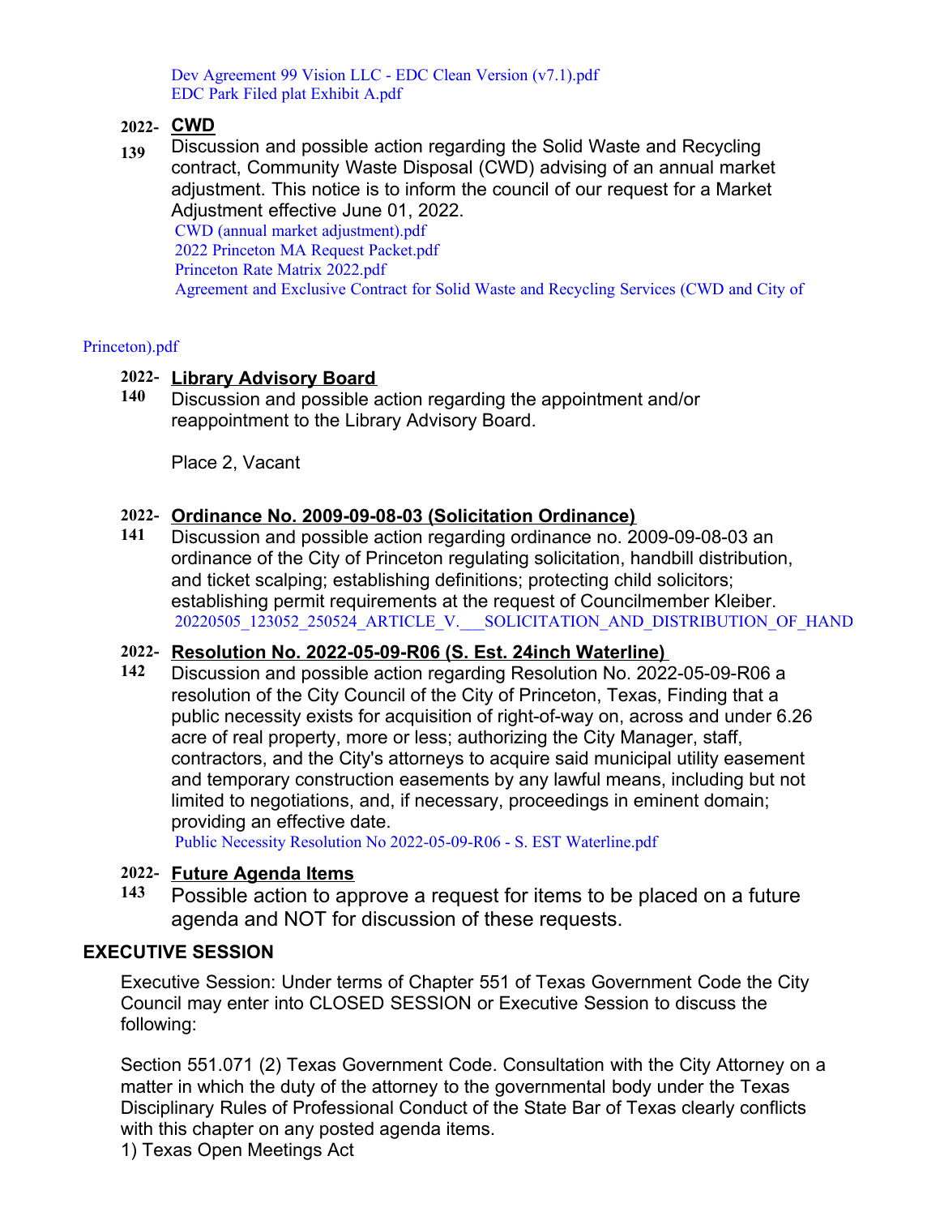Dev Agreement 99 Vision LLC - EDC Clean Version (v7.1).pdf
EDC Park Filed plat Exhibit A.pdf

**2022-139** **CWD**

Discussion and possible action regarding the Solid Waste and Recycling contract, Community Waste Disposal (CWD) advising of an annual market adjustment. This notice is to inform the council of our request for a Market Adjustment effective June 01, 2022.

CWD (annual market adjustment).pdf
2022 Princeton MA Request Packet.pdf
Princeton Rate Matrix 2022.pdf
Agreement and Exclusive Contract for Solid Waste and Recycling Services (CWD and City of Princeton).pdf

**2022-140** **Library Advisory Board**

Discussion and possible action regarding the appointment and/or reappointment to the Library Advisory Board.

Place 2, Vacant

**2022-141** **Ordinance No. 2009-09-08-03 (Solicitation Ordinance)**

Discussion and possible action regarding ordinance no. 2009-09-08-03 an ordinance of the City of Princeton regulating solicitation, handbill distribution, and ticket scalping; establishing definitions; protecting child solicitors; establishing permit requirements at the request of Councilmember Kleiber.

20220505_123052_250524_ARTICLE_V.___SOLICITATION_AND_DISTRIBUTION_OF_HAND

**2022-142** **Resolution No. 2022-05-09-R06 (S. Est. 24inch Waterline)**

Discussion and possible action regarding Resolution No. 2022-05-09-R06 a resolution of the City Council of the City of Princeton, Texas, Finding that a public necessity exists for acquisition of right-of-way on, across and under 6.26 acre of real property, more or less; authorizing the City Manager, staff, contractors, and the City's attorneys to acquire said municipal utility easement and temporary construction easements by any lawful means, including but not limited to negotiations, and, if necessary, proceedings in eminent domain; providing an effective date.

Public Necessity Resolution No 2022-05-09-R06 - S. EST Waterline.pdf

**2022-143** **Future Agenda Items**

Possible action to approve a request for items to be placed on a future agenda and NOT for discussion of these requests.

## EXECUTIVE SESSION

Executive Session: Under terms of Chapter 551 of Texas Government Code the City Council may enter into CLOSED SESSION or Executive Session to discuss the following:

Section 551.071 (2) Texas Government Code. Consultation with the City Attorney on a matter in which the duty of the attorney to the governmental body under the Texas Disciplinary Rules of Professional Conduct of the State Bar of Texas clearly conflicts with this chapter on any posted agenda items.

1) Texas Open Meetings Act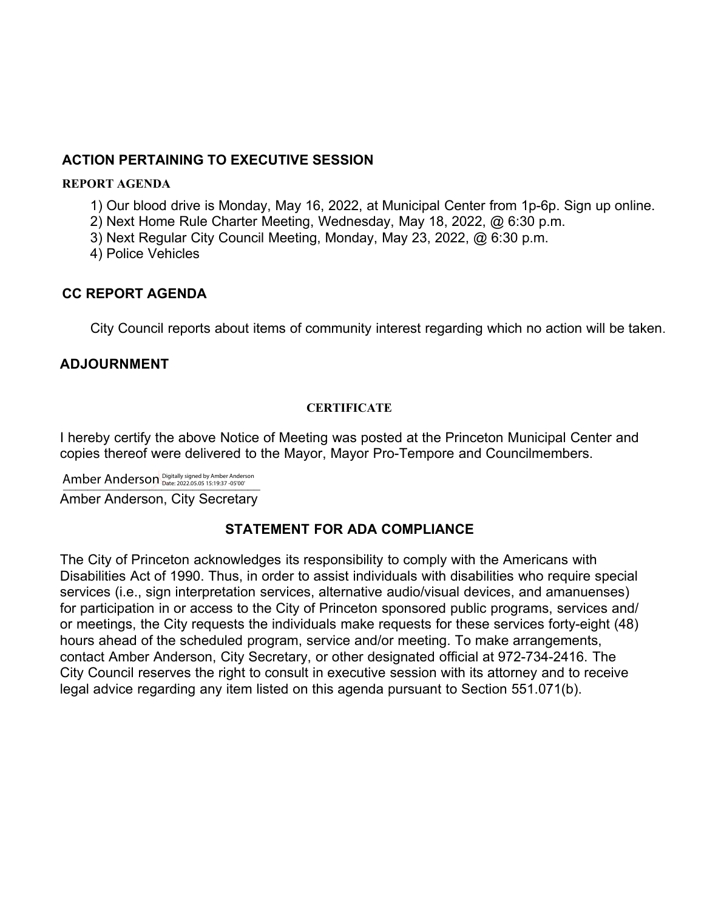## ACTION PERTAINING TO EXECUTIVE SESSION

**REPORT AGENDA**

1) Our blood drive is Monday, May 16, 2022, at Municipal Center from 1p-6p. Sign up online.
2) Next Home Rule Charter Meeting, Wednesday, May 18, 2022, @ 6:30 p.m.
3) Next Regular City Council Meeting, Monday, May 23, 2022, @ 6:30 p.m.
4) Police Vehicles

## CC REPORT AGENDA

City Council reports about items of community interest regarding which no action will be taken.

## ADJOURNMENT

**CERTIFICATE**

I hereby certify the above Notice of Meeting was posted at the Princeton Municipal Center and copies thereof were delivered to the Mayor, Mayor Pro-Tempore and Councilmembers.

Amber Anderson Digitally signed by Amber Anderson Date: 2022.05.05 15:19:37 -05'00'

Amber Anderson, City Secretary

**STATEMENT FOR ADA COMPLIANCE**

The City of Princeton acknowledges its responsibility to comply with the Americans with Disabilities Act of 1990. Thus, in order to assist individuals with disabilities who require special services (i.e., sign interpretation services, alternative audio/visual devices, and amanuenses) for participation in or access to the City of Princeton sponsored public programs, services and/ or meetings, the City requests the individuals make requests for these services forty-eight (48) hours ahead of the scheduled program, service and/or meeting. To make arrangements, contact Amber Anderson, City Secretary, or other designated official at 972-734-2416. The City Council reserves the right to consult in executive session with its attorney and to receive legal advice regarding any item listed on this agenda pursuant to Section 551.071(b).